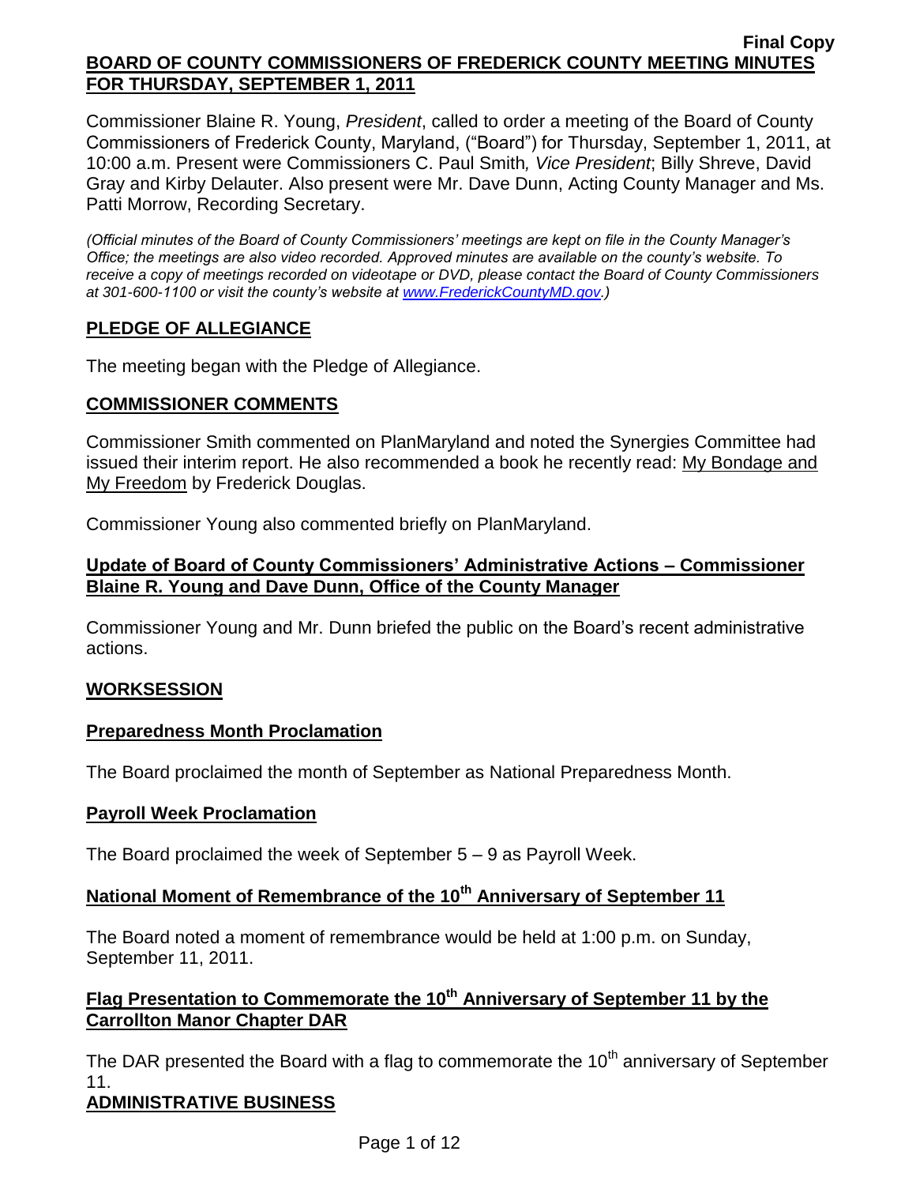**Final Copy**

# BOARD OF COUNTY COMMISSIONERS OF FREDERICK COUNTY MEETING MINUTES FOR THURSDAY, SEPTEMBER 1, 2011

Commissioner Blaine R. Young, *President*, called to order a meeting of the Board of County Commissioners of Frederick County, Maryland, ("Board") for Thursday, September 1, 2011, at 10:00 a.m. Present were Commissioners C. Paul Smith*, Vice President*; Billy Shreve, David Gray and Kirby Delauter. Also present were Mr. Dave Dunn, Acting County Manager and Ms. Patti Morrow, Recording Secretary.

*(Official minutes of the Board of County Commissioners' meetings are kept on file in the County Manager's Office; the meetings are also video recorded. Approved minutes are available on the county's website. To receive a copy of meetings recorded on videotape or DVD, please contact the Board of County Commissioners at 301-600-1100 or visit the county's website at www.FrederickCountyMD.gov.)*

## PLEDGE OF ALLEGIANCE

The meeting began with the Pledge of Allegiance.

## COMMISSIONER COMMENTS

Commissioner Smith commented on PlanMaryland and noted the Synergies Committee had issued their interim report. He also recommended a book he recently read: My Bondage and My Freedom by Frederick Douglas.

Commissioner Young also commented briefly on PlanMaryland.

## Update of Board of County Commissioners' Administrative Actions – Commissioner Blaine R. Young and Dave Dunn, Office of the County Manager

Commissioner Young and Mr. Dunn briefed the public on the Board's recent administrative actions.

## WORKSESSION

### Preparedness Month Proclamation

The Board proclaimed the month of September as National Preparedness Month.

### Payroll Week Proclamation

The Board proclaimed the week of September 5 – 9 as Payroll Week.

### National Moment of Remembrance of the 10th Anniversary of September 11

The Board noted a moment of remembrance would be held at 1:00 p.m. on Sunday, September 11, 2011.

### Flag Presentation to Commemorate the 10th Anniversary of September 11 by the Carrollton Manor Chapter DAR

The DAR presented the Board with a flag to commemorate the 10th anniversary of September 11.

## ADMINISTRATIVE BUSINESS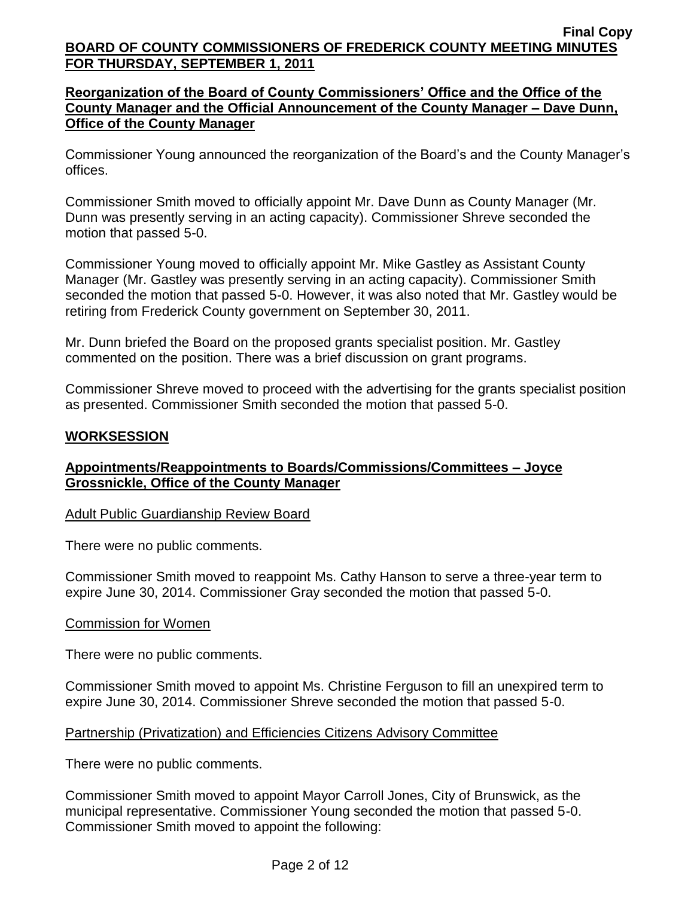**Reorganization of the Board of County Commissioners' Office and the Office of the County Manager and the Official Announcement of the County Manager – Dave Dunn, Office of the County Manager**

Commissioner Young announced the reorganization of the Board's and the County Manager's offices.

Commissioner Smith moved to officially appoint Mr. Dave Dunn as County Manager (Mr. Dunn was presently serving in an acting capacity). Commissioner Shreve seconded the motion that passed 5-0.

Commissioner Young moved to officially appoint Mr. Mike Gastley as Assistant County Manager (Mr. Gastley was presently serving in an acting capacity). Commissioner Smith seconded the motion that passed 5-0. However, it was also noted that Mr. Gastley would be retiring from Frederick County government on September 30, 2011.

Mr. Dunn briefed the Board on the proposed grants specialist position. Mr. Gastley commented on the position. There was a brief discussion on grant programs.

Commissioner Shreve moved to proceed with the advertising for the grants specialist position as presented. Commissioner Smith seconded the motion that passed 5-0.

## WORKSESSION

**Appointments/Reappointments to Boards/Commissions/Committees – Joyce Grossnickle, Office of the County Manager**

Adult Public Guardianship Review Board

There were no public comments.

Commissioner Smith moved to reappoint Ms. Cathy Hanson to serve a three-year term to expire June 30, 2014. Commissioner Gray seconded the motion that passed 5-0.

Commission for Women

There were no public comments.

Commissioner Smith moved to appoint Ms. Christine Ferguson to fill an unexpired term to expire June 30, 2014. Commissioner Shreve seconded the motion that passed 5-0.

Partnership (Privatization) and Efficiencies Citizens Advisory Committee

There were no public comments.

Commissioner Smith moved to appoint Mayor Carroll Jones, City of Brunswick, as the municipal representative. Commissioner Young seconded the motion that passed 5-0. Commissioner Smith moved to appoint the following: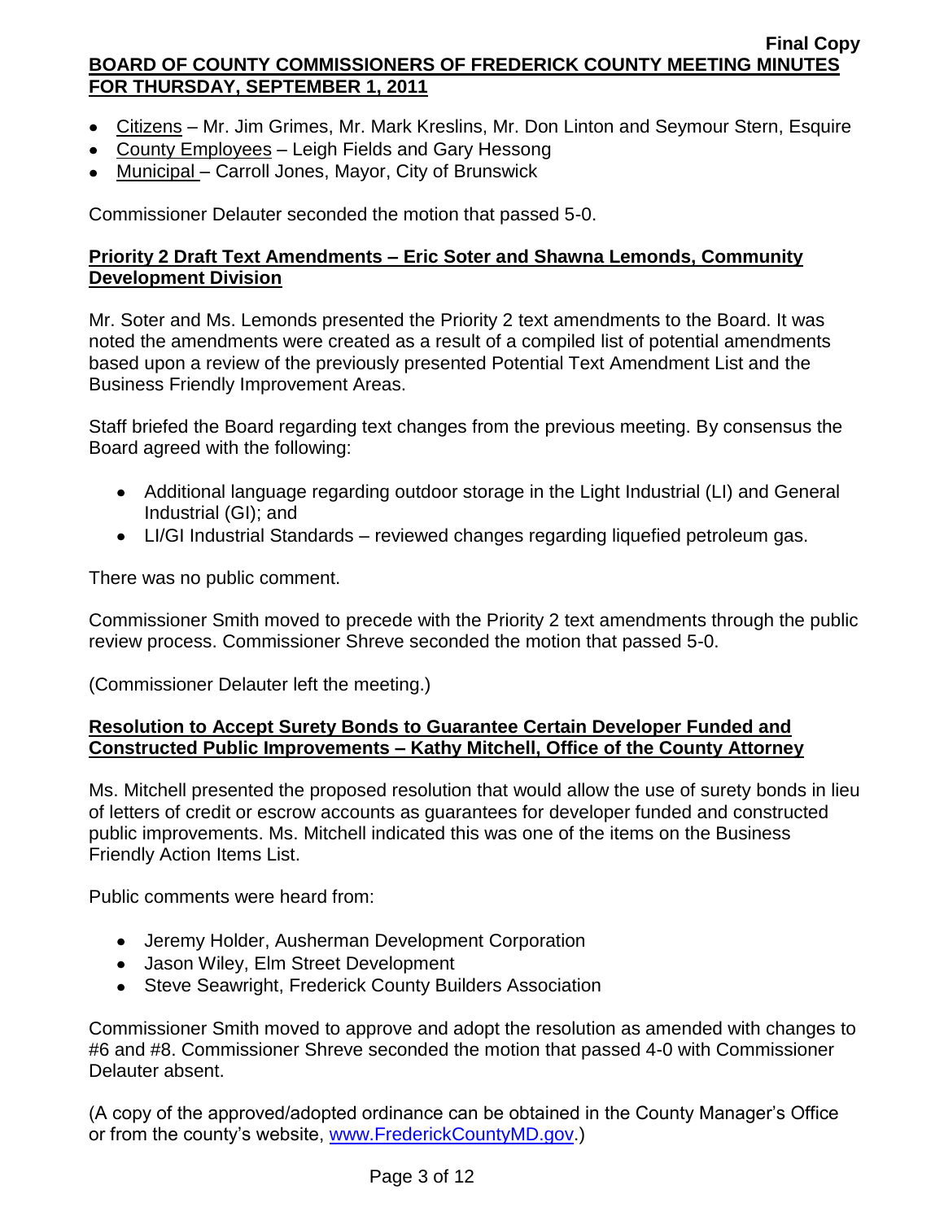- Citizens – Mr. Jim Grimes, Mr. Mark Kreslins, Mr. Don Linton and Seymour Stern, Esquire
- County Employees – Leigh Fields and Gary Hessong
- Municipal – Carroll Jones, Mayor, City of Brunswick

Commissioner Delauter seconded the motion that passed 5-0.

**Priority 2 Draft Text Amendments – Eric Soter and Shawna Lemonds, Community Development Division**

Mr. Soter and Ms. Lemonds presented the Priority 2 text amendments to the Board. It was noted the amendments were created as a result of a compiled list of potential amendments based upon a review of the previously presented Potential Text Amendment List and the Business Friendly Improvement Areas.

Staff briefed the Board regarding text changes from the previous meeting. By consensus the Board agreed with the following:

- Additional language regarding outdoor storage in the Light Industrial (LI) and General Industrial (GI); and
- LI/GI Industrial Standards – reviewed changes regarding liquefied petroleum gas.

There was no public comment.

Commissioner Smith moved to precede with the Priority 2 text amendments through the public review process. Commissioner Shreve seconded the motion that passed 5-0.

(Commissioner Delauter left the meeting.)

**Resolution to Accept Surety Bonds to Guarantee Certain Developer Funded and Constructed Public Improvements – Kathy Mitchell, Office of the County Attorney**

Ms. Mitchell presented the proposed resolution that would allow the use of surety bonds in lieu of letters of credit or escrow accounts as guarantees for developer funded and constructed public improvements. Ms. Mitchell indicated this was one of the items on the Business Friendly Action Items List.

Public comments were heard from:

- Jeremy Holder, Ausherman Development Corporation
- Jason Wiley, Elm Street Development
- Steve Seawright, Frederick County Builders Association

Commissioner Smith moved to approve and adopt the resolution as amended with changes to #6 and #8. Commissioner Shreve seconded the motion that passed 4-0 with Commissioner Delauter absent.

(A copy of the approved/adopted ordinance can be obtained in the County Manager's Office or from the county's website, www.FrederickCountyMD.gov.)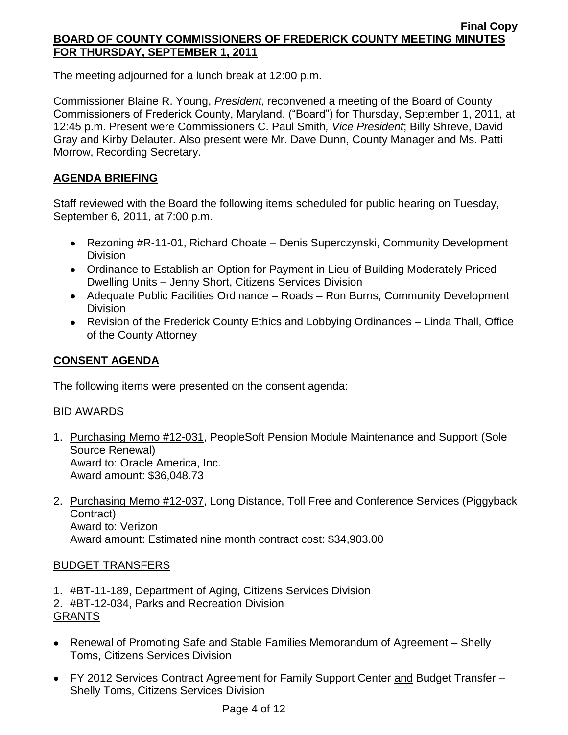The meeting adjourned for a lunch break at 12:00 p.m.

Commissioner Blaine R. Young, *President*, reconvened a meeting of the Board of County Commissioners of Frederick County, Maryland, ("Board") for Thursday, September 1, 2011, at 12:45 p.m. Present were Commissioners C. Paul Smith*, Vice President*; Billy Shreve, David Gray and Kirby Delauter. Also present were Mr. Dave Dunn, County Manager and Ms. Patti Morrow, Recording Secretary.

## AGENDA BRIEFING

Staff reviewed with the Board the following items scheduled for public hearing on Tuesday, September 6, 2011, at 7:00 p.m.

- Rezoning #R-11-01, Richard Choate – Denis Superczynski, Community Development Division
- Ordinance to Establish an Option for Payment in Lieu of Building Moderately Priced Dwelling Units – Jenny Short, Citizens Services Division
- Adequate Public Facilities Ordinance – Roads – Ron Burns, Community Development Division
- Revision of the Frederick County Ethics and Lobbying Ordinances – Linda Thall, Office of the County Attorney

## CONSENT AGENDA

The following items were presented on the consent agenda:

BID AWARDS

1. Purchasing Memo #12-031, PeopleSoft Pension Module Maintenance and Support (Sole Source Renewal)
   Award to: Oracle America, Inc.
   Award amount: $36,048.73

2. Purchasing Memo #12-037, Long Distance, Toll Free and Conference Services (Piggyback Contract)
   Award to: Verizon
   Award amount: Estimated nine month contract cost: $34,903.00

BUDGET TRANSFERS

1. #BT-11-189, Department of Aging, Citizens Services Division
2. #BT-12-034, Parks and Recreation Division

GRANTS

- Renewal of Promoting Safe and Stable Families Memorandum of Agreement – Shelly Toms, Citizens Services Division
- FY 2012 Services Contract Agreement for Family Support Center and Budget Transfer – Shelly Toms, Citizens Services Division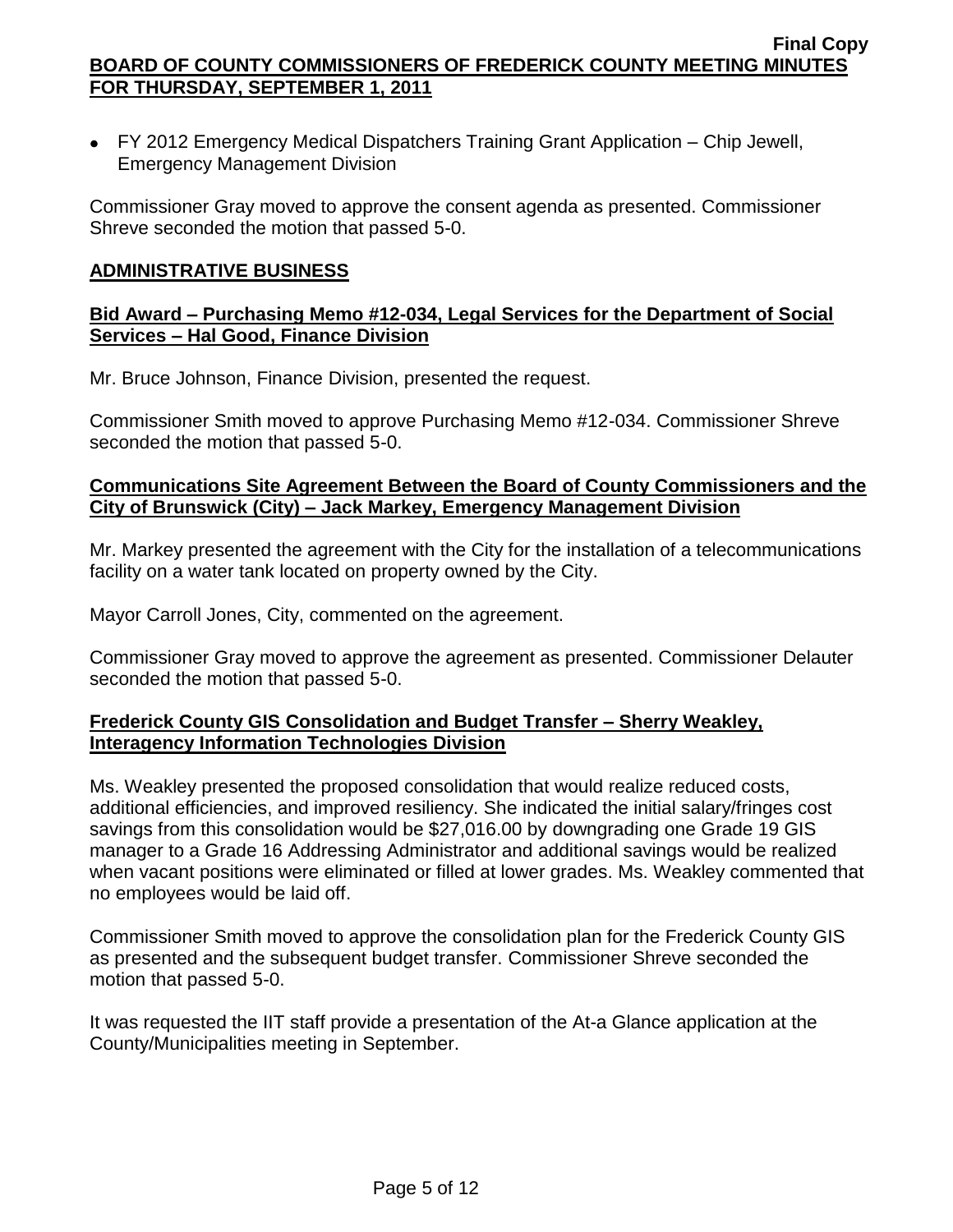- FY 2012 Emergency Medical Dispatchers Training Grant Application – Chip Jewell, Emergency Management Division

Commissioner Gray moved to approve the consent agenda as presented. Commissioner Shreve seconded the motion that passed 5-0.

## ADMINISTRATIVE BUSINESS

### Bid Award – Purchasing Memo #12-034, Legal Services for the Department of Social Services – Hal Good, Finance Division

Mr. Bruce Johnson, Finance Division, presented the request.

Commissioner Smith moved to approve Purchasing Memo #12-034. Commissioner Shreve seconded the motion that passed 5-0.

### Communications Site Agreement Between the Board of County Commissioners and the City of Brunswick (City) – Jack Markey, Emergency Management Division

Mr. Markey presented the agreement with the City for the installation of a telecommunications facility on a water tank located on property owned by the City.

Mayor Carroll Jones, City, commented on the agreement.

Commissioner Gray moved to approve the agreement as presented. Commissioner Delauter seconded the motion that passed 5-0.

### Frederick County GIS Consolidation and Budget Transfer – Sherry Weakley, Interagency Information Technologies Division

Ms. Weakley presented the proposed consolidation that would realize reduced costs, additional efficiencies, and improved resiliency. She indicated the initial salary/fringes cost savings from this consolidation would be $27,016.00 by downgrading one Grade 19 GIS manager to a Grade 16 Addressing Administrator and additional savings would be realized when vacant positions were eliminated or filled at lower grades. Ms. Weakley commented that no employees would be laid off.

Commissioner Smith moved to approve the consolidation plan for the Frederick County GIS as presented and the subsequent budget transfer. Commissioner Shreve seconded the motion that passed 5-0.

It was requested the IIT staff provide a presentation of the At-a Glance application at the County/Municipalities meeting in September.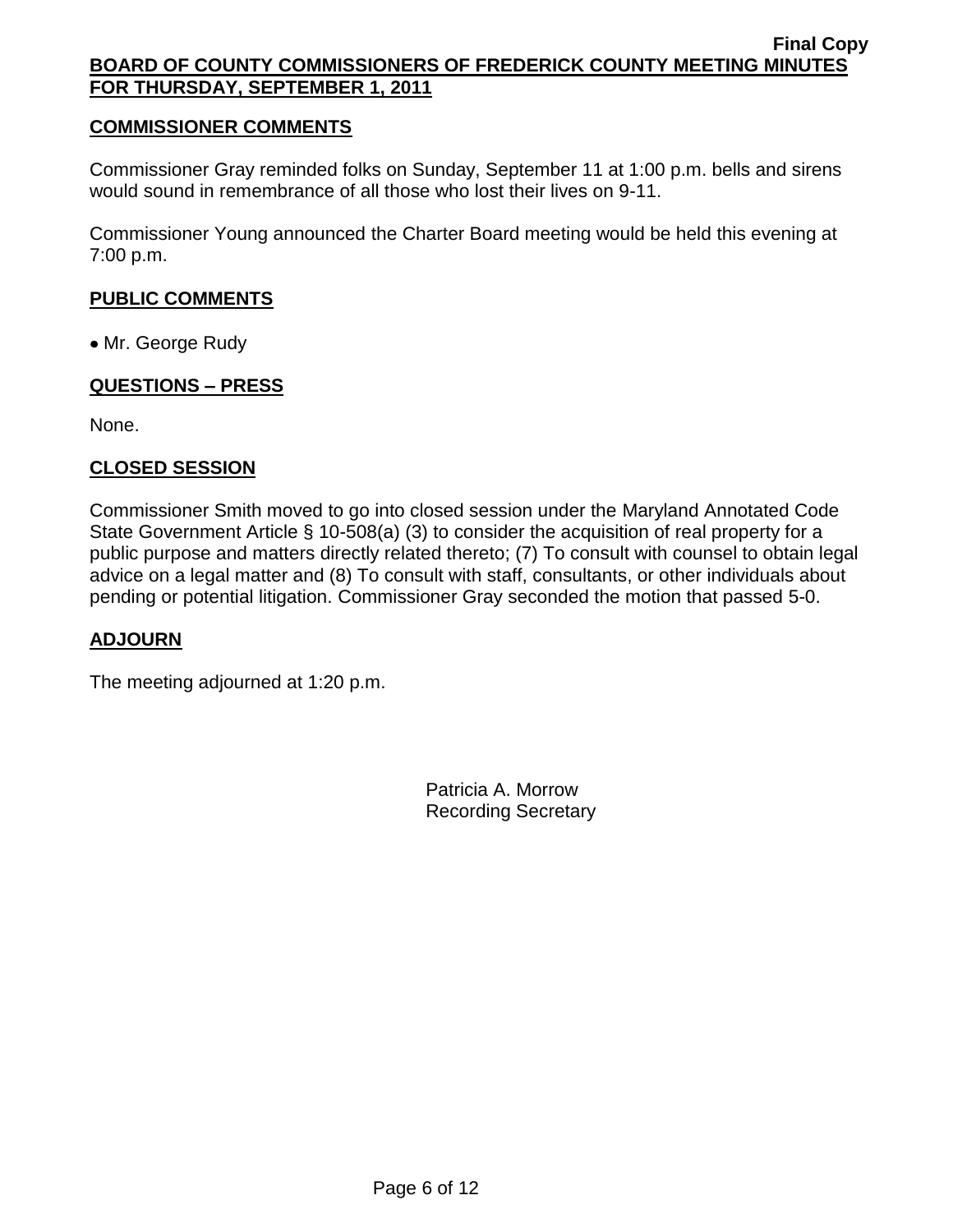## COMMISSIONER COMMENTS

Commissioner Gray reminded folks on Sunday, September 11 at 1:00 p.m. bells and sirens would sound in remembrance of all those who lost their lives on 9-11.

Commissioner Young announced the Charter Board meeting would be held this evening at 7:00 p.m.

## PUBLIC COMMENTS

- Mr. George Rudy

## QUESTIONS – PRESS

None.

## CLOSED SESSION

Commissioner Smith moved to go into closed session under the Maryland Annotated Code State Government Article § 10-508(a) (3) to consider the acquisition of real property for a public purpose and matters directly related thereto; (7) To consult with counsel to obtain legal advice on a legal matter and (8) To consult with staff, consultants, or other individuals about pending or potential litigation. Commissioner Gray seconded the motion that passed 5-0.

## ADJOURN

The meeting adjourned at 1:20 p.m.

Patricia A. Morrow
Recording Secretary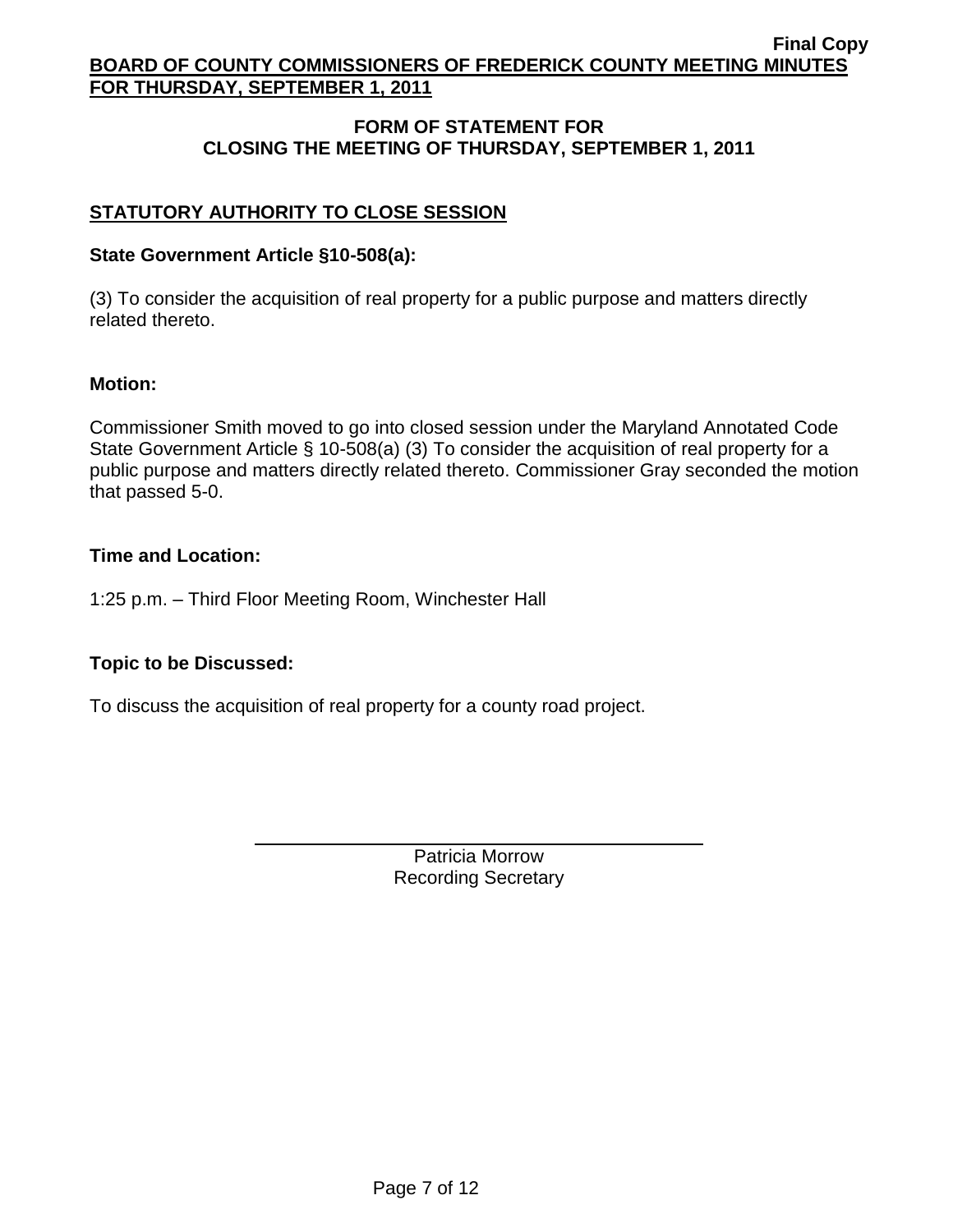## FORM OF STATEMENT FOR CLOSING THE MEETING OF THURSDAY, SEPTEMBER 1, 2011

### STATUTORY AUTHORITY TO CLOSE SESSION

**State Government Article §10-508(a):**

(3) To consider the acquisition of real property for a public purpose and matters directly related thereto.

**Motion:**

Commissioner Smith moved to go into closed session under the Maryland Annotated Code State Government Article § 10-508(a) (3) To consider the acquisition of real property for a public purpose and matters directly related thereto. Commissioner Gray seconded the motion that passed 5-0.

**Time and Location:**

1:25 p.m. – Third Floor Meeting Room, Winchester Hall

**Topic to be Discussed:**

To discuss the acquisition of real property for a county road project.

Patricia Morrow
Recording Secretary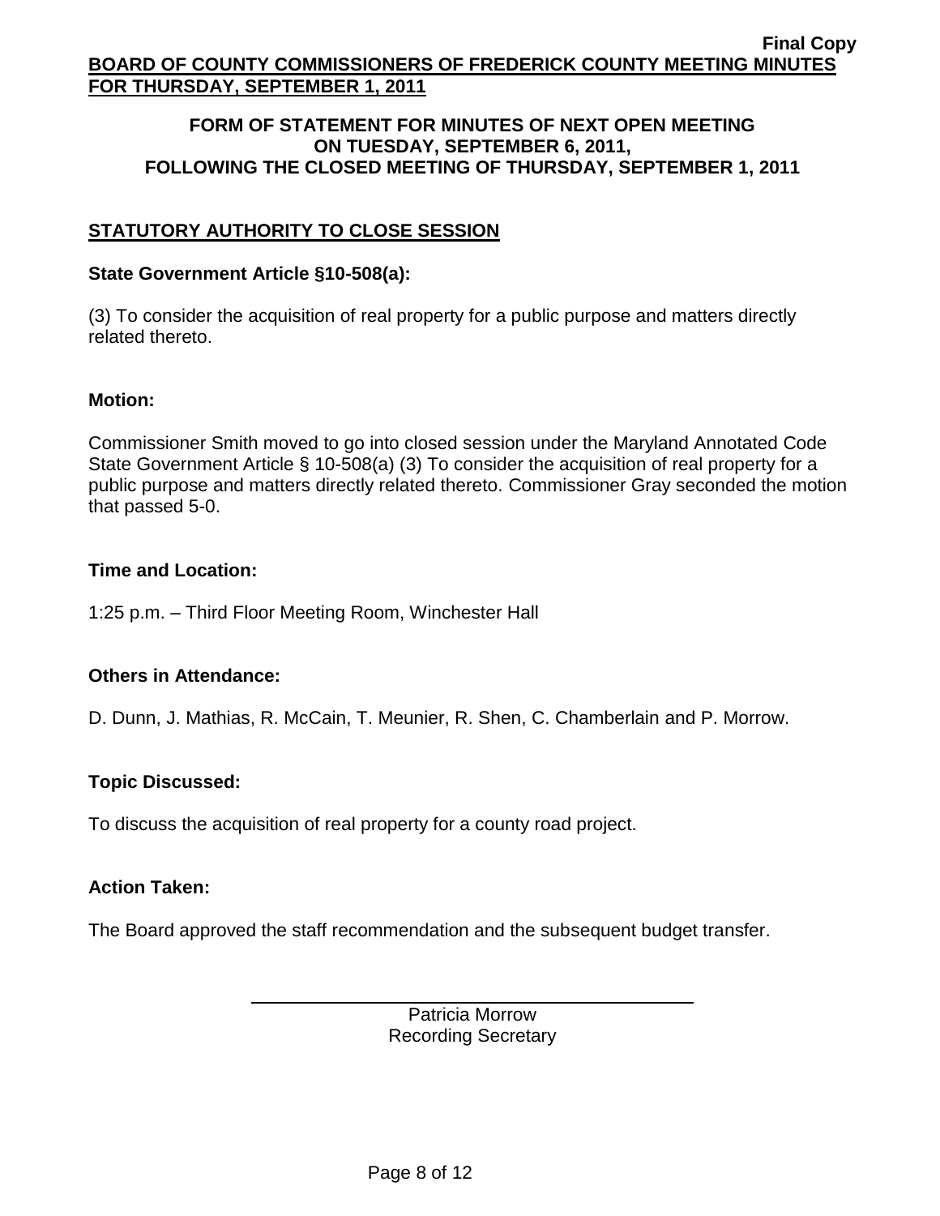**FORM OF STATEMENT FOR MINUTES OF NEXT OPEN MEETING ON TUESDAY, SEPTEMBER 6, 2011, FOLLOWING THE CLOSED MEETING OF THURSDAY, SEPTEMBER 1, 2011**

## STATUTORY AUTHORITY TO CLOSE SESSION

**State Government Article §10-508(a):**

(3) To consider the acquisition of real property for a public purpose and matters directly related thereto.

**Motion:**

Commissioner Smith moved to go into closed session under the Maryland Annotated Code State Government Article § 10-508(a) (3) To consider the acquisition of real property for a public purpose and matters directly related thereto. Commissioner Gray seconded the motion that passed 5-0.

**Time and Location:**

1:25 p.m. – Third Floor Meeting Room, Winchester Hall

**Others in Attendance:**

D. Dunn, J. Mathias, R. McCain, T. Meunier, R. Shen, C. Chamberlain and P. Morrow.

**Topic Discussed:**

To discuss the acquisition of real property for a county road project.

**Action Taken:**

The Board approved the staff recommendation and the subsequent budget transfer.

Patricia Morrow
Recording Secretary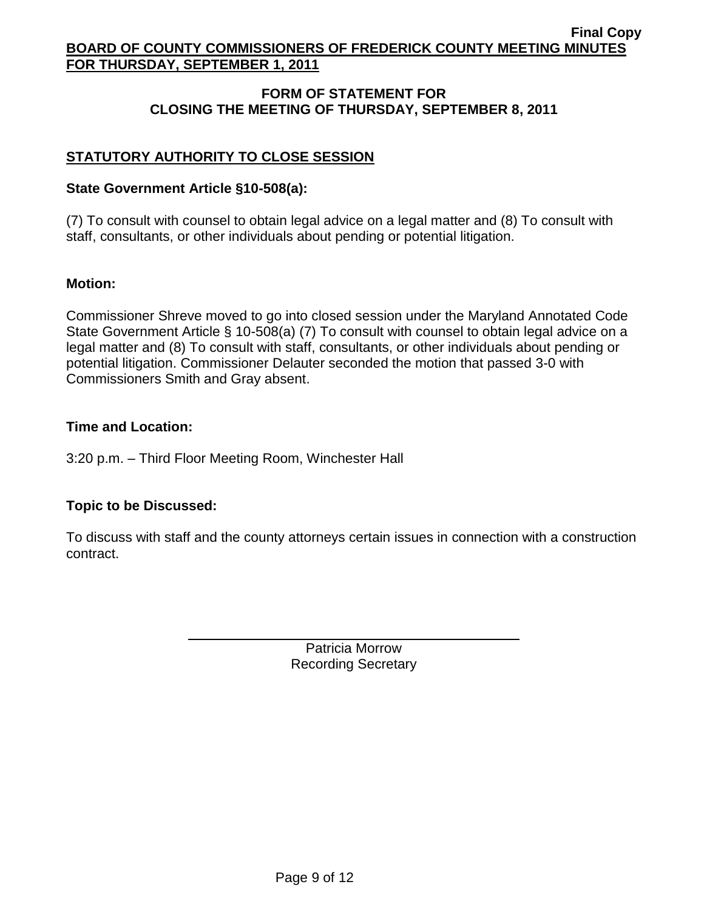## FORM OF STATEMENT FOR CLOSING THE MEETING OF THURSDAY, SEPTEMBER 8, 2011

## STATUTORY AUTHORITY TO CLOSE SESSION

**State Government Article §10-508(a):**

(7) To consult with counsel to obtain legal advice on a legal matter and (8) To consult with staff, consultants, or other individuals about pending or potential litigation.

**Motion:**

Commissioner Shreve moved to go into closed session under the Maryland Annotated Code State Government Article § 10-508(a) (7) To consult with counsel to obtain legal advice on a legal matter and (8) To consult with staff, consultants, or other individuals about pending or potential litigation. Commissioner Delauter seconded the motion that passed 3-0 with Commissioners Smith and Gray absent.

**Time and Location:**

3:20 p.m. – Third Floor Meeting Room, Winchester Hall

**Topic to be Discussed:**

To discuss with staff and the county attorneys certain issues in connection with a construction contract.

Patricia Morrow
Recording Secretary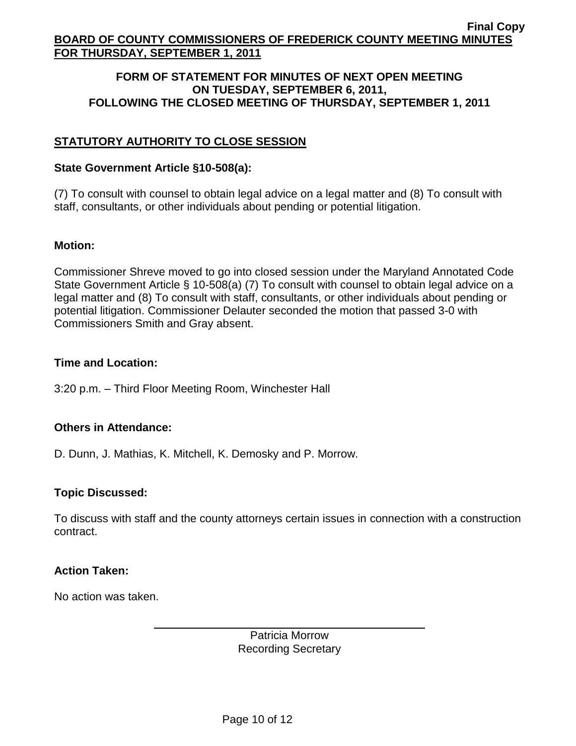**FORM OF STATEMENT FOR MINUTES OF NEXT OPEN MEETING ON TUESDAY, SEPTEMBER 6, 2011, FOLLOWING THE CLOSED MEETING OF THURSDAY, SEPTEMBER 1, 2011**

## STATUTORY AUTHORITY TO CLOSE SESSION

**State Government Article §10-508(a):**

(7) To consult with counsel to obtain legal advice on a legal matter and (8) To consult with staff, consultants, or other individuals about pending or potential litigation.

**Motion:**

Commissioner Shreve moved to go into closed session under the Maryland Annotated Code State Government Article § 10-508(a) (7) To consult with counsel to obtain legal advice on a legal matter and (8) To consult with staff, consultants, or other individuals about pending or potential litigation. Commissioner Delauter seconded the motion that passed 3-0 with Commissioners Smith and Gray absent.

**Time and Location:**

3:20 p.m. – Third Floor Meeting Room, Winchester Hall

**Others in Attendance:**

D. Dunn, J. Mathias, K. Mitchell, K. Demosky and P. Morrow.

**Topic Discussed:**

To discuss with staff and the county attorneys certain issues in connection with a construction contract.

**Action Taken:**

No action was taken.

Patricia Morrow
Recording Secretary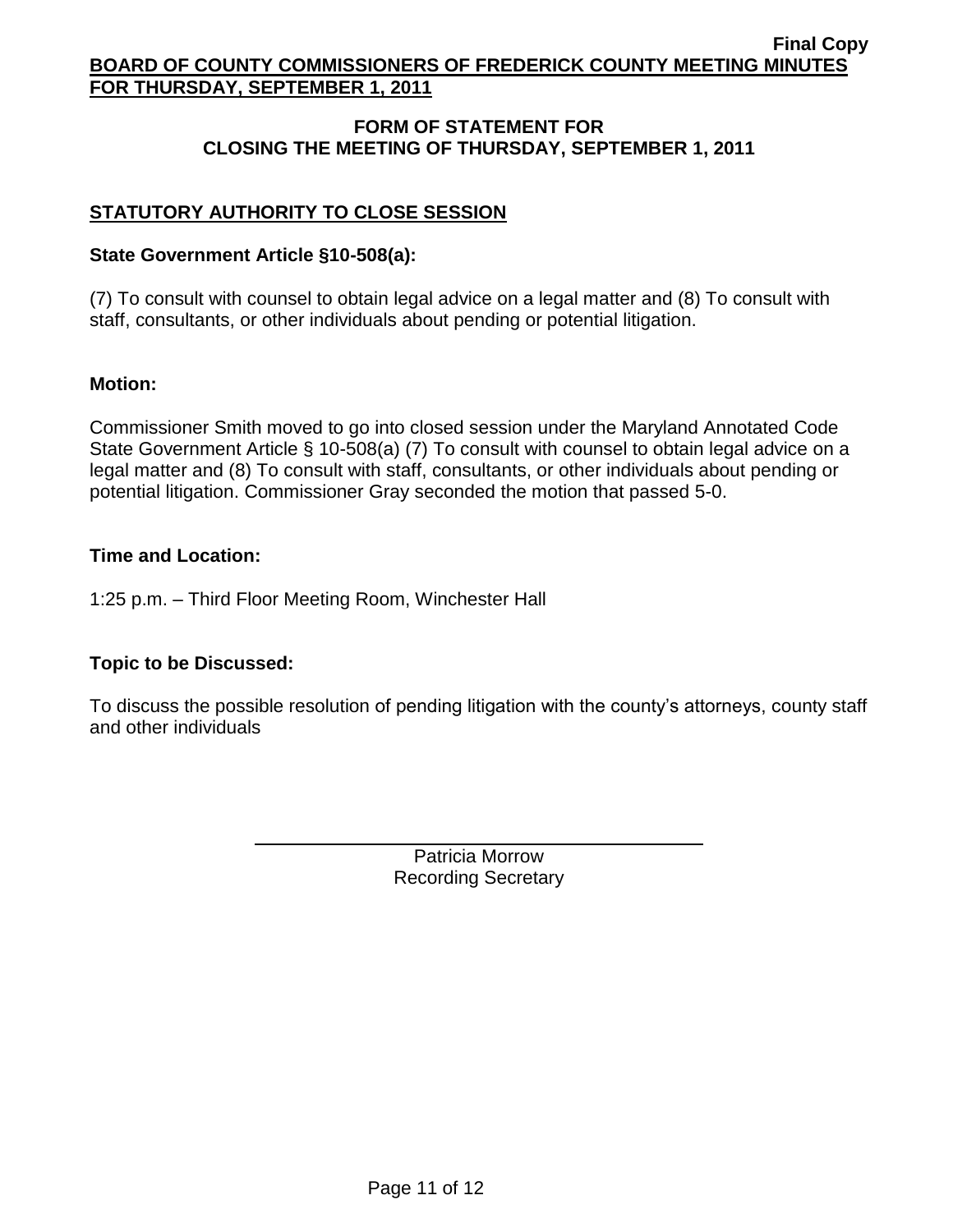**Final Copy**

**BOARD OF COUNTY COMMISSIONERS OF FREDERICK COUNTY MEETING MINUTES FOR THURSDAY, SEPTEMBER 1, 2011**

## FORM OF STATEMENT FOR CLOSING THE MEETING OF THURSDAY, SEPTEMBER 1, 2011

### STATUTORY AUTHORITY TO CLOSE SESSION

**State Government Article §10-508(a):**

(7) To consult with counsel to obtain legal advice on a legal matter and (8) To consult with staff, consultants, or other individuals about pending or potential litigation.

**Motion:**

Commissioner Smith moved to go into closed session under the Maryland Annotated Code State Government Article § 10-508(a) (7) To consult with counsel to obtain legal advice on a legal matter and (8) To consult with staff, consultants, or other individuals about pending or potential litigation. Commissioner Gray seconded the motion that passed 5-0.

**Time and Location:**

1:25 p.m. – Third Floor Meeting Room, Winchester Hall

**Topic to be Discussed:**

To discuss the possible resolution of pending litigation with the county's attorneys, county staff and other individuals

Patricia Morrow
Recording Secretary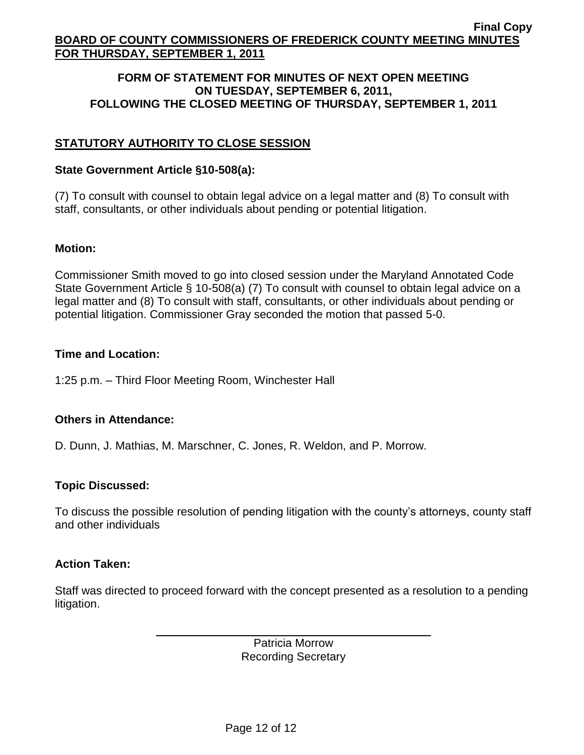**Final Copy**

**BOARD OF COUNTY COMMISSIONERS OF FREDERICK COUNTY MEETING MINUTES FOR THURSDAY, SEPTEMBER 1, 2011**

## FORM OF STATEMENT FOR MINUTES OF NEXT OPEN MEETING ON TUESDAY, SEPTEMBER 6, 2011, FOLLOWING THE CLOSED MEETING OF THURSDAY, SEPTEMBER 1, 2011

### STATUTORY AUTHORITY TO CLOSE SESSION

**State Government Article §10-508(a):**

(7) To consult with counsel to obtain legal advice on a legal matter and (8) To consult with staff, consultants, or other individuals about pending or potential litigation.

**Motion:**

Commissioner Smith moved to go into closed session under the Maryland Annotated Code State Government Article § 10-508(a) (7) To consult with counsel to obtain legal advice on a legal matter and (8) To consult with staff, consultants, or other individuals about pending or potential litigation. Commissioner Gray seconded the motion that passed 5-0.

**Time and Location:**

1:25 p.m. – Third Floor Meeting Room, Winchester Hall

**Others in Attendance:**

D. Dunn, J. Mathias, M. Marschner, C. Jones, R. Weldon, and P. Morrow.

**Topic Discussed:**

To discuss the possible resolution of pending litigation with the county's attorneys, county staff and other individuals

**Action Taken:**

Staff was directed to proceed forward with the concept presented as a resolution to a pending litigation.

Patricia Morrow
Recording Secretary